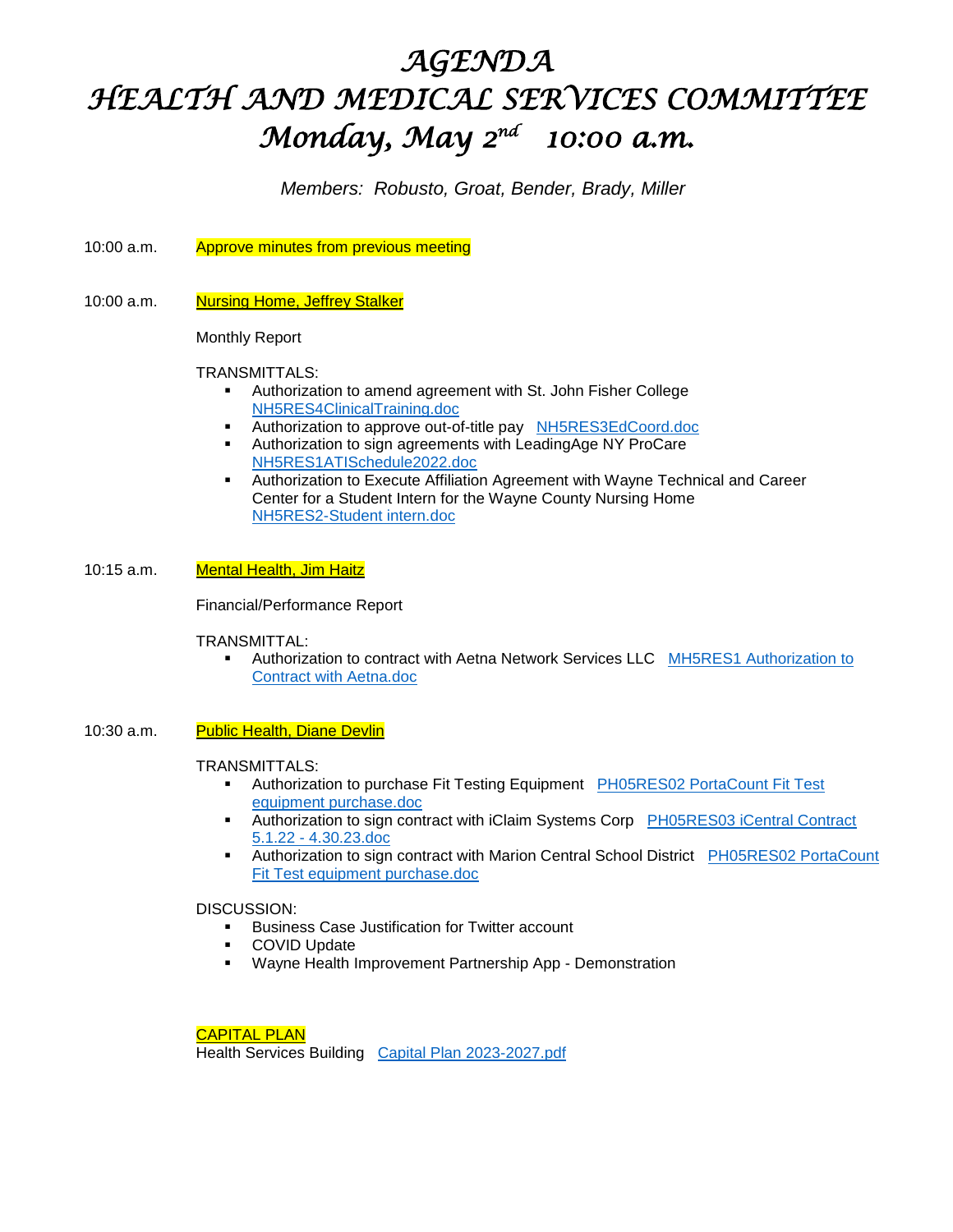# AGENDA
# HEALTH AND MEDICAL SERVICES COMMITTEE
# Monday, May 2nd 10:00 a.m.

*Members: Robusto, Groat, Bender, Brady, Miller*

10:00 a.m. Approve minutes from previous meeting

10:00 a.m. Nursing Home, Jeffrey Stalker

Monthly Report

TRANSMITTALS:

- Authorization to amend agreement with St. John Fisher College NH5RES4ClinicalTraining.doc
- Authorization to approve out-of-title pay NH5RES3EdCoord.doc
- Authorization to sign agreements with LeadingAge NY ProCare NH5RES1ATISchedule2022.doc
- Authorization to Execute Affiliation Agreement with Wayne Technical and Career Center for a Student Intern for the Wayne County Nursing Home NH5RES2-Student intern.doc

10:15 a.m. Mental Health, Jim Haitz

Financial/Performance Report

TRANSMITTAL:

- Authorization to contract with Aetna Network Services LLC MH5RES1 Authorization to Contract with Aetna.doc

10:30 a.m. Public Health, Diane Devlin

TRANSMITTALS:

- Authorization to purchase Fit Testing Equipment PH05RES02 PortaCount Fit Test equipment purchase.doc
- Authorization to sign contract with iClaim Systems Corp PH05RES03 iCentral Contract 5.1.22 - 4.30.23.doc
- Authorization to sign contract with Marion Central School District PH05RES02 PortaCount Fit Test equipment purchase.doc

DISCUSSION:

- Business Case Justification for Twitter account
- COVID Update
- Wayne Health Improvement Partnership App - Demonstration

CAPITAL PLAN

Health Services Building Capital Plan 2023-2027.pdf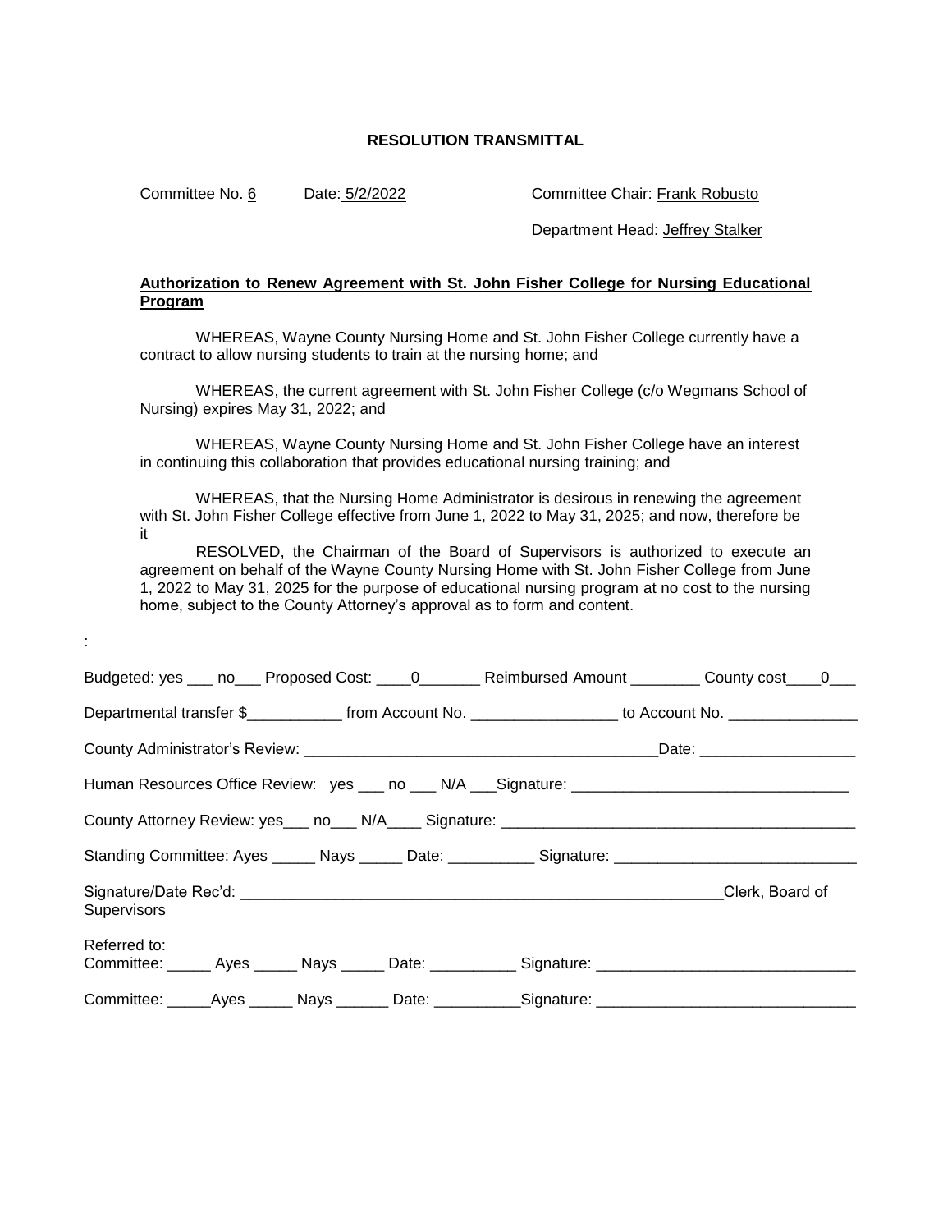**RESOLUTION TRANSMITTAL**

Committee No. 6 Date: 5/2/2022 Committee Chair: Frank Robusto

Department Head: Jeffrey Stalker

**Authorization to Renew Agreement with St. John Fisher College for Nursing Educational Program**

WHEREAS, Wayne County Nursing Home and St. John Fisher College currently have a contract to allow nursing students to train at the nursing home; and

WHEREAS, the current agreement with St. John Fisher College (c/o Wegmans School of Nursing) expires May 31, 2022; and

WHEREAS, Wayne County Nursing Home and St. John Fisher College have an interest in continuing this collaboration that provides educational nursing training; and

WHEREAS, that the Nursing Home Administrator is desirous in renewing the agreement with St. John Fisher College effective from June 1, 2022 to May 31, 2025; and now, therefore be it

RESOLVED, the Chairman of the Board of Supervisors is authorized to execute an agreement on behalf of the Wayne County Nursing Home with St. John Fisher College from June 1, 2022 to May 31, 2025 for the purpose of educational nursing program at no cost to the nursing home, subject to the County Attorney's approval as to form and content.

:

Budgeted: yes ___ no___ Proposed Cost: ____0_______ Reimbursed Amount ________ County cost____0___

Departmental transfer $___________ from Account No. _________________ to Account No. _______________

County Administrator's Review: _________________________________________Date: __________________

Human Resources Office Review: yes ___ no ___ N/A ___Signature: ________________________________

County Attorney Review: yes___ no___ N/A____ Signature: __________________________________________

Standing Committee: Ayes _____ Nays _____ Date: __________ Signature: ____________________________

Signature/Date Rec'd: __________________________________________________________Clerk, Board of Supervisors

Referred to:
Committee: _____ Ayes _____ Nays _____ Date: __________ Signature: ______________________________

Committee: _____Ayes _____ Nays ______ Date: __________Signature: ______________________________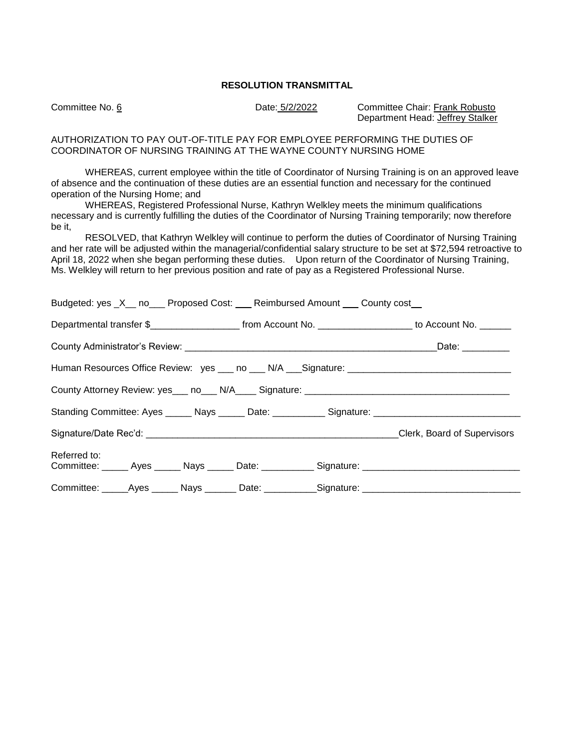**RESOLUTION TRANSMITTAL**

Committee No. 6 Date: 5/2/2022 Committee Chair: Frank Robusto
Department Head: Jeffrey Stalker

AUTHORIZATION TO PAY OUT-OF-TITLE PAY FOR EMPLOYEE PERFORMING THE DUTIES OF COORDINATOR OF NURSING TRAINING AT THE WAYNE COUNTY NURSING HOME

WHEREAS, current employee within the title of Coordinator of Nursing Training is on an approved leave of absence and the continuation of these duties are an essential function and necessary for the continued operation of the Nursing Home; and

WHEREAS, Registered Professional Nurse, Kathryn Welkley meets the minimum qualifications necessary and is currently fulfilling the duties of the Coordinator of Nursing Training temporarily; now therefore be it,

RESOLVED, that Kathryn Welkley will continue to perform the duties of Coordinator of Nursing Training and her rate will be adjusted within the managerial/confidential salary structure to be set at $72,594 retroactive to April 18, 2022 when she began performing these duties. Upon return of the Coordinator of Nursing Training, Ms. Welkley will return to her previous position and rate of pay as a Registered Professional Nurse.

Budgeted: yes _X__ no___ Proposed Cost: ___ Reimbursed Amount ___ County cost___

Departmental transfer $________________ from Account No. _________________ to Account No. ______

County Administrator's Review: ______________________________________________Date: _________

Human Resources Office Review: yes ___ no ___ N/A ___Signature: ______________________________

County Attorney Review: yes___ no___ N/A____ Signature: _____________________________________

Standing Committee: Ayes _____ Nays _____ Date: __________ Signature: ___________________________

Signature/Date Rec'd: _______________________________________________Clerk, Board of Supervisors

Referred to:
Committee: _____ Ayes _____ Nays _____ Date: __________ Signature: _____________________________

Committee: _____Ayes _____ Nays ______ Date: __________Signature: _____________________________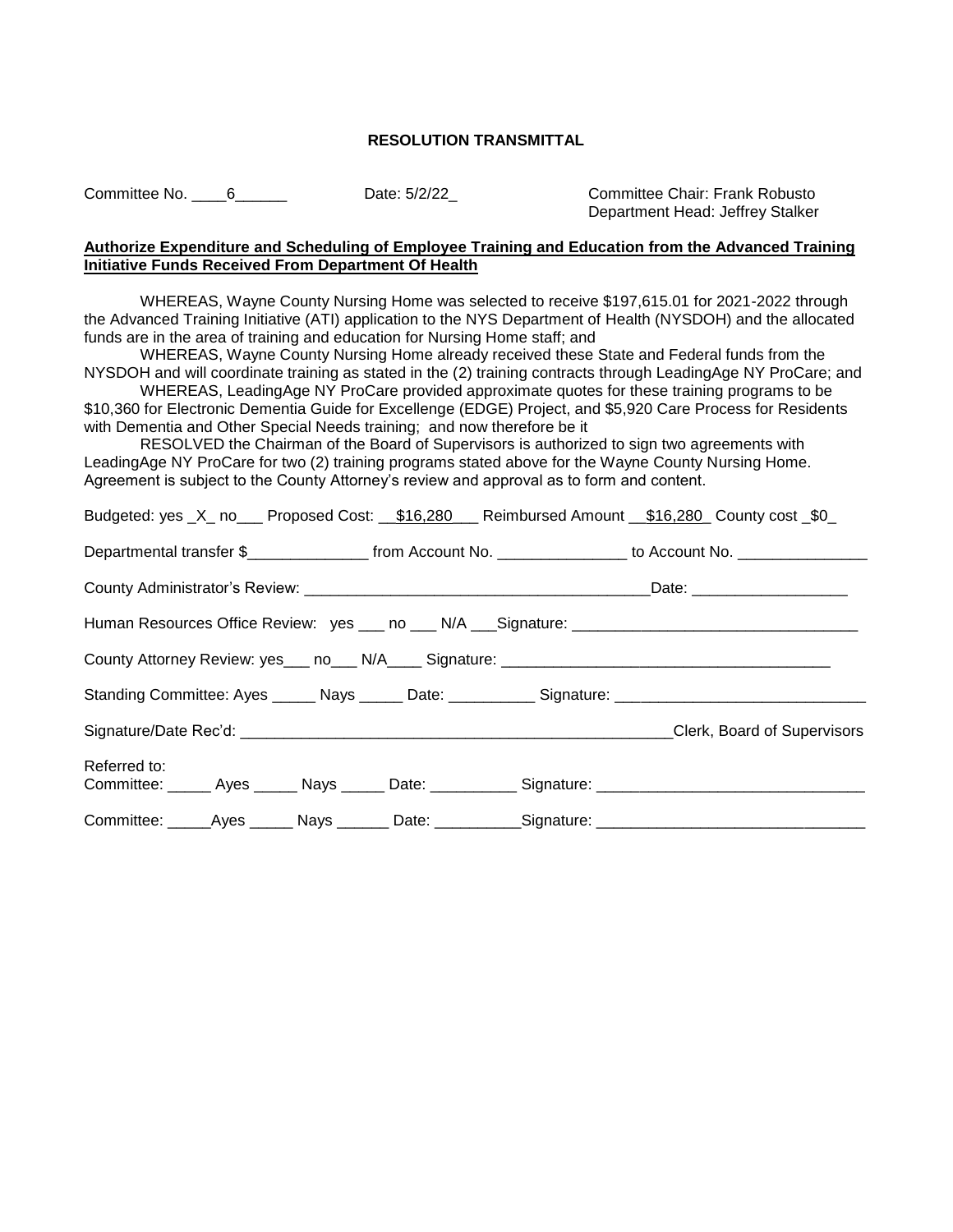**RESOLUTION TRANSMITTAL**

Committee No. ____6______ Date: 5/2/22_ Committee Chair: Frank Robusto
Department Head: Jeffrey Stalker

**Authorize Expenditure and Scheduling of Employee Training and Education from the Advanced Training Initiative Funds Received From Department Of Health**

WHEREAS, Wayne County Nursing Home was selected to receive $197,615.01 for 2021-2022 through the Advanced Training Initiative (ATI) application to the NYS Department of Health (NYSDOH) and the allocated funds are in the area of training and education for Nursing Home staff; and

WHEREAS, Wayne County Nursing Home already received these State and Federal funds from the NYSDOH and will coordinate training as stated in the (2) training contracts through LeadingAge NY ProCare; and

WHEREAS, LeadingAge NY ProCare provided approximate quotes for these training programs to be $10,360 for Electronic Dementia Guide for Excellenge (EDGE) Project, and $5,920 Care Process for Residents with Dementia and Other Special Needs training; and now therefore be it

RESOLVED the Chairman of the Board of Supervisors is authorized to sign two agreements with LeadingAge NY ProCare for two (2) training programs stated above for the Wayne County Nursing Home. Agreement is subject to the County Attorney's review and approval as to form and content.

Budgeted: yes _X_ no___ Proposed Cost: __$16,280___ Reimbursed Amount __$16,280_ County cost _$0_

Departmental transfer $______________ from Account No. _______________ to Account No. _______________

County Administrator's Review: ________________________________________Date: __________________

Human Resources Office Review: yes ___ no ___ N/A ___Signature: _________________________________

County Attorney Review: yes___ no___ N/A____ Signature: ______________________________________

Standing Committee: Ayes _____ Nays _____ Date: __________ Signature: _____________________________

Signature/Date Rec'd: ____________________________________________________Clerk, Board of Supervisors

Referred to:
Committee: _____ Ayes _____ Nays _____ Date: __________ Signature: ______________________________

Committee: _____Ayes _____ Nays ______ Date: __________Signature: _______________________________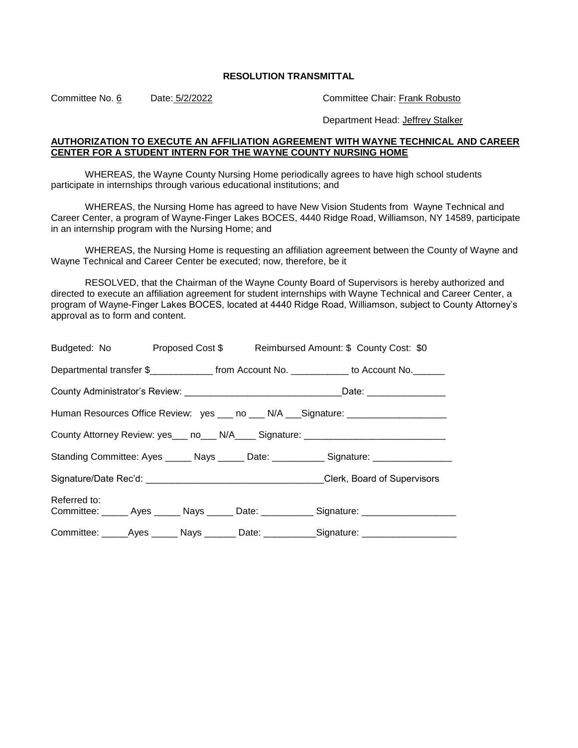**RESOLUTION TRANSMITTAL**

Committee No. 6 Date: 5/2/2022 Committee Chair: Frank Robusto

Department Head: Jeffrey Stalker

**AUTHORIZATION TO EXECUTE AN AFFILIATION AGREEMENT WITH WAYNE TECHNICAL AND CAREER CENTER FOR A STUDENT INTERN FOR THE WAYNE COUNTY NURSING HOME**

WHEREAS, the Wayne County Nursing Home periodically agrees to have high school students participate in internships through various educational institutions; and

WHEREAS, the Nursing Home has agreed to have New Vision Students from Wayne Technical and Career Center, a program of Wayne-Finger Lakes BOCES, 4440 Ridge Road, Williamson, NY 14589, participate in an internship program with the Nursing Home; and

WHEREAS, the Nursing Home is requesting an affiliation agreement between the County of Wayne and Wayne Technical and Career Center be executed; now, therefore, be it

RESOLVED, that the Chairman of the Wayne County Board of Supervisors is hereby authorized and directed to execute an affiliation agreement for student internships with Wayne Technical and Career Center, a program of Wayne-Finger Lakes BOCES, located at 4440 Ridge Road, Williamson, subject to County Attorney's approval as to form and content.

Budgeted: No Proposed Cost $ Reimbursed Amount: $ County Cost: $0

Departmental transfer $____________ from Account No. ___________ to Account No.______

County Administrator's Review: ______________________________Date: _______________

Human Resources Office Review: yes ___ no ___ N/A ___Signature: ___________________

County Attorney Review: yes___ no___ N/A____ Signature: ___________________________

Standing Committee: Ayes _____ Nays _____ Date: __________ Signature: _______________

Signature/Date Rec'd: _________________________________Clerk, Board of Supervisors

Referred to:
Committee: _____ Ayes _____ Nays _____ Date: __________ Signature: __________________

Committee: _____Ayes _____ Nays ______ Date: __________Signature: __________________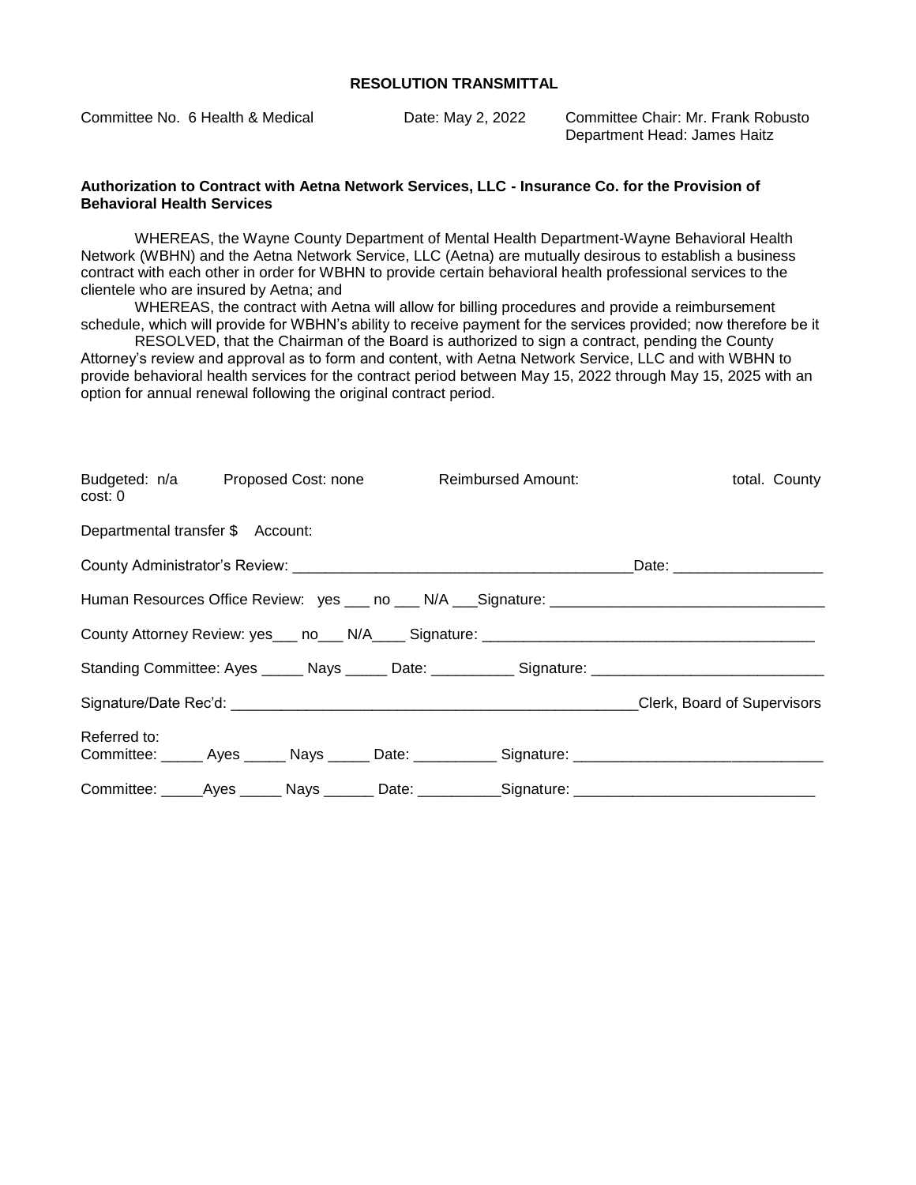**RESOLUTION TRANSMITTAL**

Committee No. 6 Health & Medical

Date: May 2, 2022

Committee Chair: Mr. Frank Robusto
Department Head: James Haitz

**Authorization to Contract with Aetna Network Services, LLC - Insurance Co. for the Provision of Behavioral Health Services**

WHEREAS, the Wayne County Department of Mental Health Department-Wayne Behavioral Health Network (WBHN) and the Aetna Network Service, LLC (Aetna) are mutually desirous to establish a business contract with each other in order for WBHN to provide certain behavioral health professional services to the clientele who are insured by Aetna; and

WHEREAS, the contract with Aetna will allow for billing procedures and provide a reimbursement schedule, which will provide for WBHN's ability to receive payment for the services provided; now therefore be it

RESOLVED, that the Chairman of the Board is authorized to sign a contract, pending the County Attorney's review and approval as to form and content, with Aetna Network Service, LLC and with WBHN to provide behavioral health services for the contract period between May 15, 2022 through May 15, 2025 with an option for annual renewal following the original contract period.

Budgeted: n/a Proposed Cost: none Reimbursed Amount: total. County cost: 0

Departmental transfer $ Account:

County Administrator's Review: ________________________________________Date: _________________

Human Resources Office Review: yes ___ no ___ N/A ___Signature: ________________________________

County Attorney Review: yes___ no___ N/A____ Signature: _______________________________________

Standing Committee: Ayes _____ Nays _____ Date: __________ Signature: ___________________________

Signature/Date Rec'd: _________________________________________________Clerk, Board of Supervisors

Referred to:
Committee: _____ Ayes _____ Nays _____ Date: __________ Signature: _____________________________

Committee: _____Ayes _____ Nays ______ Date: __________Signature: ____________________________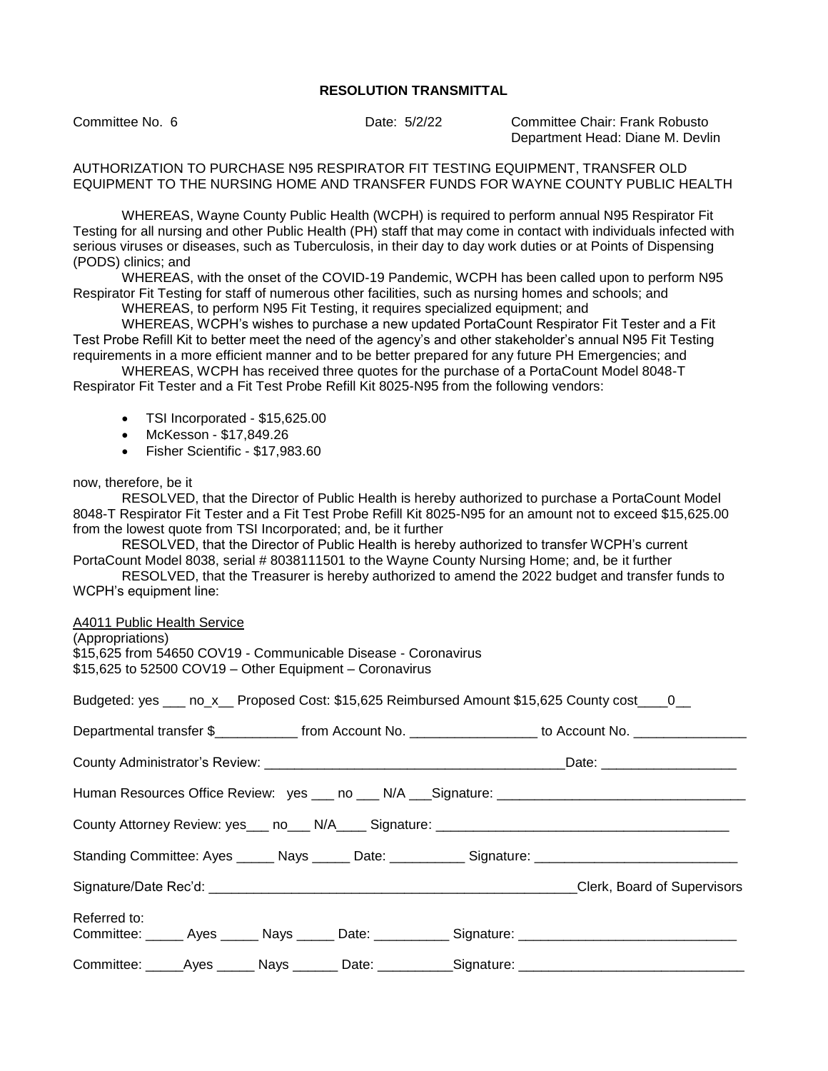# RESOLUTION TRANSMITTAL

Committee No. 6 | Date: 5/2/22 | Committee Chair: Frank Robusto
Department Head: Diane M. Devlin

AUTHORIZATION TO PURCHASE N95 RESPIRATOR FIT TESTING EQUIPMENT, TRANSFER OLD EQUIPMENT TO THE NURSING HOME AND TRANSFER FUNDS FOR WAYNE COUNTY PUBLIC HEALTH

WHEREAS, Wayne County Public Health (WCPH) is required to perform annual N95 Respirator Fit Testing for all nursing and other Public Health (PH) staff that may come in contact with individuals infected with serious viruses or diseases, such as Tuberculosis, in their day to day work duties or at Points of Dispensing (PODS) clinics; and

WHEREAS, with the onset of the COVID-19 Pandemic, WCPH has been called upon to perform N95 Respirator Fit Testing for staff of numerous other facilities, such as nursing homes and schools; and

WHEREAS, to perform N95 Fit Testing, it requires specialized equipment; and

WHEREAS, WCPH's wishes to purchase a new updated PortaCount Respirator Fit Tester and a Fit Test Probe Refill Kit to better meet the need of the agency's and other stakeholder's annual N95 Fit Testing requirements in a more efficient manner and to be better prepared for any future PH Emergencies; and

WHEREAS, WCPH has received three quotes for the purchase of a PortaCount Model 8048-T Respirator Fit Tester and a Fit Test Probe Refill Kit 8025-N95 from the following vendors:

- TSI Incorporated - $15,625.00
- McKesson - $17,849.26
- Fisher Scientific - $17,983.60

now, therefore, be it

RESOLVED, that the Director of Public Health is hereby authorized to purchase a PortaCount Model 8048-T Respirator Fit Tester and a Fit Test Probe Refill Kit 8025-N95 for an amount not to exceed $15,625.00 from the lowest quote from TSI Incorporated; and, be it further

RESOLVED, that the Director of Public Health is hereby authorized to transfer WCPH's current PortaCount Model 8038, serial # 8038111501 to the Wayne County Nursing Home; and, be it further

RESOLVED, that the Treasurer is hereby authorized to amend the 2022 budget and transfer funds to WCPH's equipment line:

A4011 Public Health Service
(Appropriations)
$15,625 from 54650 COV19 - Communicable Disease - Coronavirus
$15,625 to 52500 COV19 – Other Equipment – Coronavirus

Budgeted: yes ___ no_x__ Proposed Cost: $15,625 Reimbursed Amount $15,625 County cost____0__

Departmental transfer $___________ from Account No. ________________ to Account No. _______________

County Administrator's Review: ________________________________________Date: __________________

Human Resources Office Review: yes ___ no ___ N/A ___Signature: _________________________________

County Attorney Review: yes___ no___ N/A____ Signature: ______________________________________

Standing Committee: Ayes _____ Nays _____ Date: __________ Signature: ___________________________

Signature/Date Rec'd: __________________________________________________Clerk, Board of Supervisors

Referred to:
Committee: _____ Ayes _____ Nays _____ Date: __________ Signature: _____________________________

Committee: _____Ayes _____ Nays ______ Date: __________Signature: ______________________________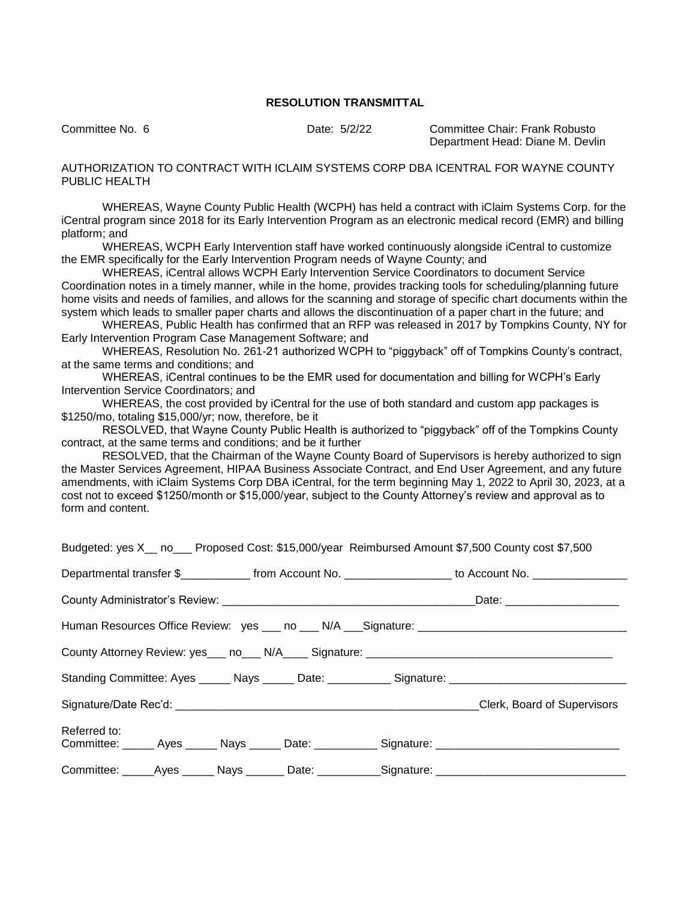**RESOLUTION TRANSMITTAL**

Committee No. 6

Date: 5/2/22

Committee Chair: Frank Robusto
Department Head: Diane M. Devlin

AUTHORIZATION TO CONTRACT WITH ICLAIM SYSTEMS CORP DBA ICENTRAL FOR WAYNE COUNTY PUBLIC HEALTH

WHEREAS, Wayne County Public Health (WCPH) has held a contract with iClaim Systems Corp. for the iCentral program since 2018 for its Early Intervention Program as an electronic medical record (EMR) and billing platform; and

WHEREAS, WCPH Early Intervention staff have worked continuously alongside iCentral to customize the EMR specifically for the Early Intervention Program needs of Wayne County; and

WHEREAS, iCentral allows WCPH Early Intervention Service Coordinators to document Service Coordination notes in a timely manner, while in the home, provides tracking tools for scheduling/planning future home visits and needs of families, and allows for the scanning and storage of specific chart documents within the system which leads to smaller paper charts and allows the discontinuation of a paper chart in the future; and

WHEREAS, Public Health has confirmed that an RFP was released in 2017 by Tompkins County, NY for Early Intervention Program Case Management Software; and

WHEREAS, Resolution No. 261-21 authorized WCPH to "piggyback" off of Tompkins County's contract, at the same terms and conditions; and

WHEREAS, iCentral continues to be the EMR used for documentation and billing for WCPH's Early Intervention Service Coordinators; and

WHEREAS, the cost provided by iCentral for the use of both standard and custom app packages is \$1250/mo, totaling \$15,000/yr; now, therefore, be it

RESOLVED, that Wayne County Public Health is authorized to "piggyback" off of the Tompkins County contract, at the same terms and conditions; and be it further

RESOLVED, that the Chairman of the Wayne County Board of Supervisors is hereby authorized to sign the Master Services Agreement, HIPAA Business Associate Contract, and End User Agreement, and any future amendments, with iClaim Systems Corp DBA iCentral, for the term beginning May 1, 2022 to April 30, 2023, at a cost not to exceed \$1250/month or \$15,000/year, subject to the County Attorney's review and approval as to form and content.

Budgeted: yes X__ no___ Proposed Cost: \$15,000/year Reimbursed Amount \$7,500 County cost \$7,500

Departmental transfer \$___________ from Account No. ________________ to Account No. _______________

County Administrator's Review: ________________________________________Date: __________________

Human Resources Office Review: yes ___ no ___ N/A ___Signature: _________________________________

County Attorney Review: yes___ no___ N/A____ Signature: ________________________________________

Standing Committee: Ayes _____ Nays _____ Date: __________ Signature: ____________________________

Signature/Date Rec'd: _________________________________________________Clerk, Board of Supervisors

Referred to:
Committee: _____ Ayes _____ Nays _____ Date: __________ Signature: _____________________________

Committee: _____Ayes _____ Nays ______ Date: __________Signature: ______________________________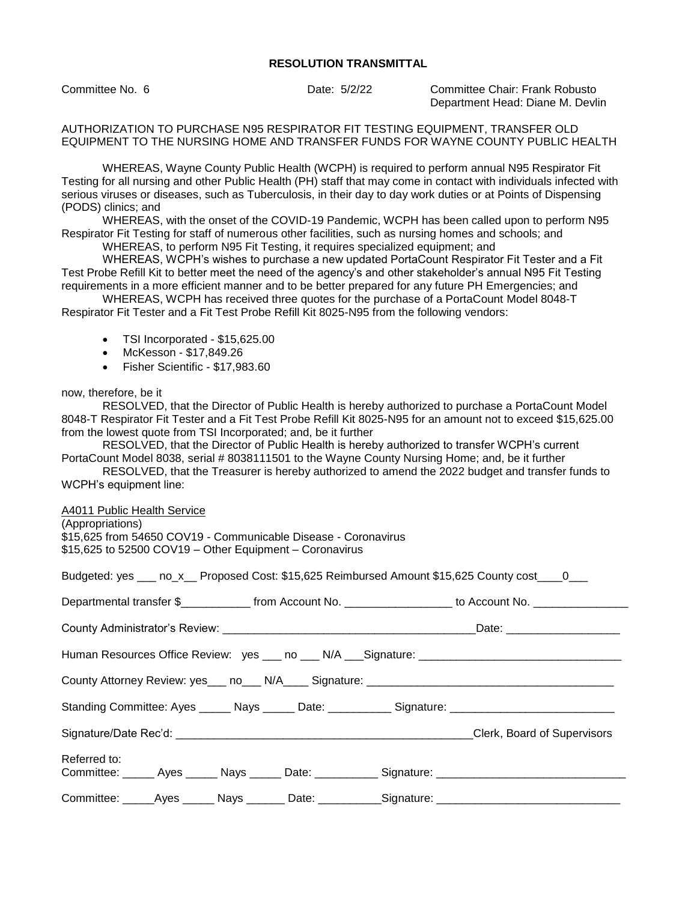## RESOLUTION TRANSMITTAL

Committee No. 6 Date: 5/2/22 Committee Chair: Frank Robusto
Department Head: Diane M. Devlin

AUTHORIZATION TO PURCHASE N95 RESPIRATOR FIT TESTING EQUIPMENT, TRANSFER OLD EQUIPMENT TO THE NURSING HOME AND TRANSFER FUNDS FOR WAYNE COUNTY PUBLIC HEALTH

WHEREAS, Wayne County Public Health (WCPH) is required to perform annual N95 Respirator Fit Testing for all nursing and other Public Health (PH) staff that may come in contact with individuals infected with serious viruses or diseases, such as Tuberculosis, in their day to day work duties or at Points of Dispensing (PODS) clinics; and

WHEREAS, with the onset of the COVID-19 Pandemic, WCPH has been called upon to perform N95 Respirator Fit Testing for staff of numerous other facilities, such as nursing homes and schools; and

WHEREAS, to perform N95 Fit Testing, it requires specialized equipment; and

WHEREAS, WCPH's wishes to purchase a new updated PortaCount Respirator Fit Tester and a Fit Test Probe Refill Kit to better meet the need of the agency's and other stakeholder's annual N95 Fit Testing requirements in a more efficient manner and to be better prepared for any future PH Emergencies; and

WHEREAS, WCPH has received three quotes for the purchase of a PortaCount Model 8048-T Respirator Fit Tester and a Fit Test Probe Refill Kit 8025-N95 from the following vendors:

- TSI Incorporated - $15,625.00
- McKesson - $17,849.26
- Fisher Scientific - $17,983.60

now, therefore, be it

RESOLVED, that the Director of Public Health is hereby authorized to purchase a PortaCount Model 8048-T Respirator Fit Tester and a Fit Test Probe Refill Kit 8025-N95 for an amount not to exceed $15,625.00 from the lowest quote from TSI Incorporated; and, be it further

RESOLVED, that the Director of Public Health is hereby authorized to transfer WCPH's current PortaCount Model 8038, serial # 8038111501 to the Wayne County Nursing Home; and, be it further

RESOLVED, that the Treasurer is hereby authorized to amend the 2022 budget and transfer funds to WCPH's equipment line:

A4011 Public Health Service
(Appropriations)
$15,625 from 54650 COV19 - Communicable Disease - Coronavirus
$15,625 to 52500 COV19 – Other Equipment – Coronavirus

Budgeted: yes ___ no_x__ Proposed Cost: $15,625 Reimbursed Amount $15,625 County cost____0___

Departmental transfer $___________ from Account No. _________________ to Account No. _______________

County Administrator's Review: ________________________________________Date: __________________

Human Resources Office Review: yes ___ no ___ N/A ___Signature: ________________________________

County Attorney Review: yes___ no___ N/A____ Signature: _______________________________________

Standing Committee: Ayes _____ Nays _____ Date: __________ Signature: __________________________

Signature/Date Rec'd: ________________________________________________Clerk, Board of Supervisors

Referred to:
Committee: _____ Ayes _____ Nays _____ Date: __________ Signature: ______________________________

Committee: _____Ayes _____ Nays ______ Date: __________Signature: _____________________________